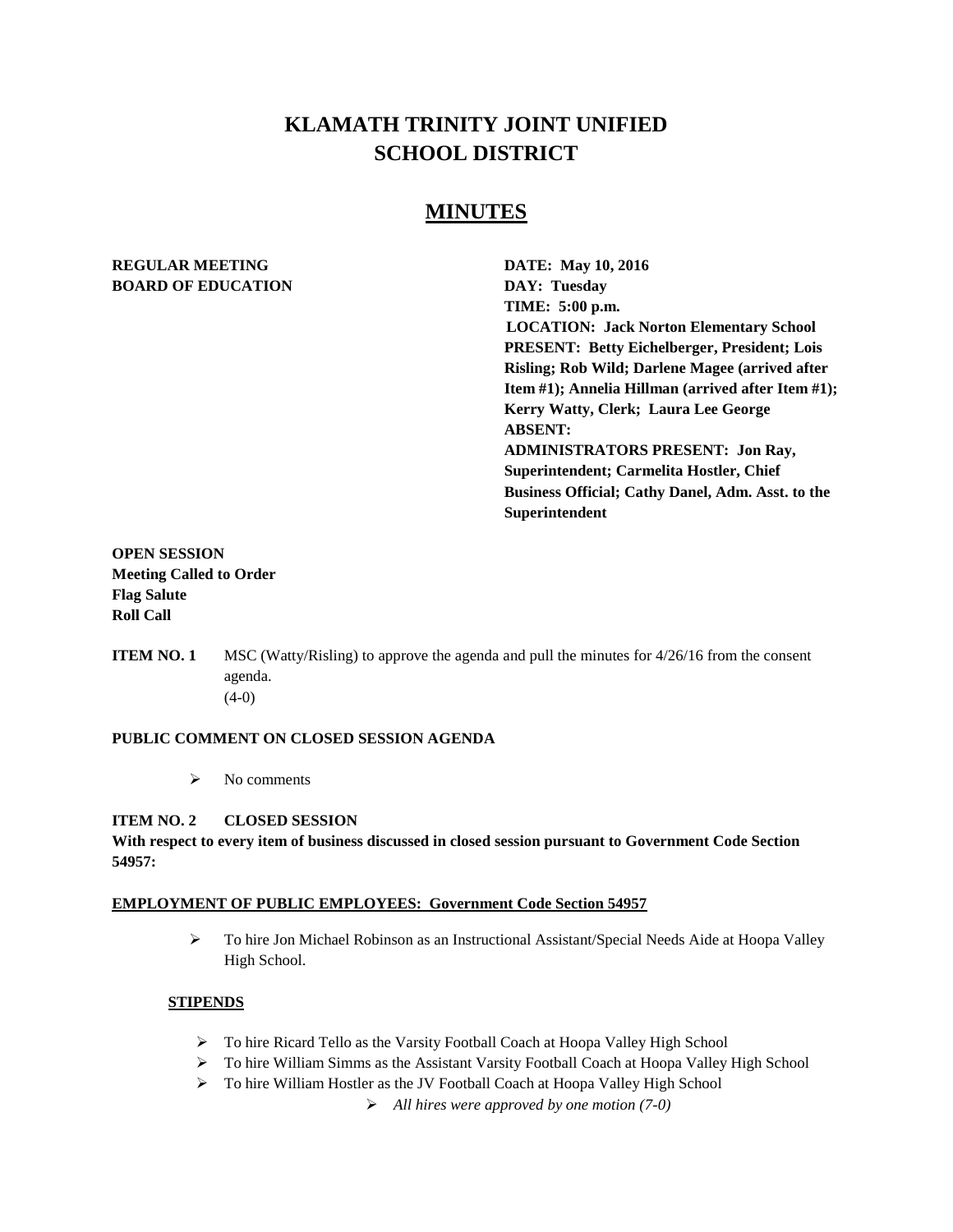# KLAMATH TRINITY JOINT UNIFIED SCHOOL DISTRICT

## MINUTES

**REGULAR MEETING**
**BOARD OF EDUCATION**

**DATE: May 10, 2016**
**DAY: Tuesday**
**TIME: 5:00 p.m.**
**LOCATION: Jack Norton Elementary School**
**PRESENT: Betty Eichelberger, President; Lois Risling; Rob Wild; Darlene Magee (arrived after Item #1); Annelia Hillman (arrived after Item #1); Kerry Watty, Clerk; Laura Lee George**
**ABSENT:**
**ADMINISTRATORS PRESENT: Jon Ray, Superintendent; Carmelita Hostler, Chief Business Official; Cathy Danel, Adm. Asst. to the Superintendent**

**OPEN SESSION**
**Meeting Called to Order**
**Flag Salute**
**Roll Call**

**ITEM NO. 1** MSC (Watty/Risling) to approve the agenda and pull the minutes for 4/26/16 from the consent agenda.
(4-0)

**PUBLIC COMMENT ON CLOSED SESSION AGENDA**

- No comments

**ITEM NO. 2 CLOSED SESSION**
**With respect to every item of business discussed in closed session pursuant to Government Code Section 54957:**

**EMPLOYMENT OF PUBLIC EMPLOYEES: Government Code Section 54957**

- To hire Jon Michael Robinson as an Instructional Assistant/Special Needs Aide at Hoopa Valley High School.

**STIPENDS**

- To hire Ricard Tello as the Varsity Football Coach at Hoopa Valley High School
- To hire William Simms as the Assistant Varsity Football Coach at Hoopa Valley High School
- To hire William Hostler as the JV Football Coach at Hoopa Valley High School
- *All hires were approved by one motion (7-0)*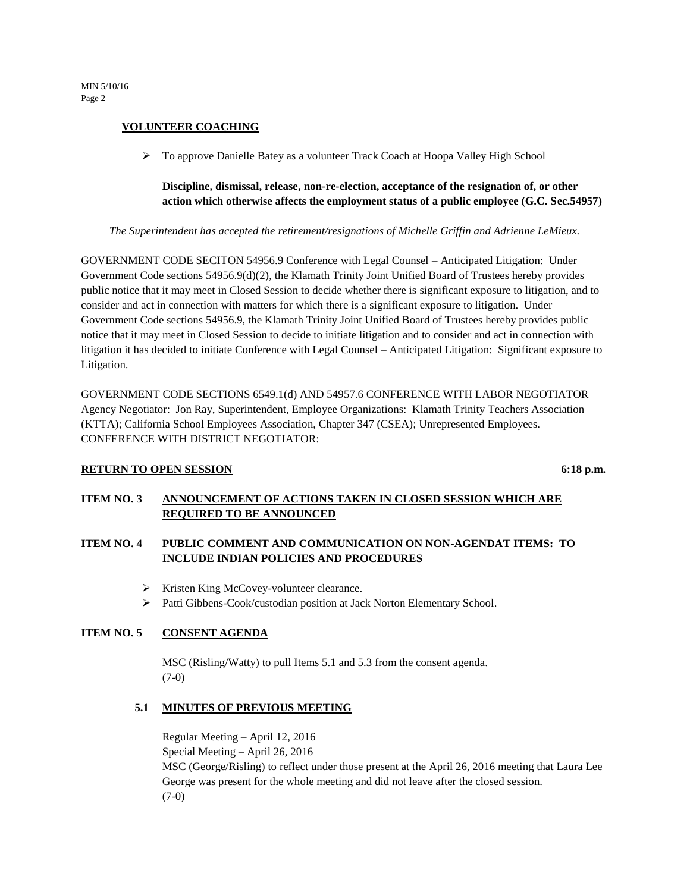**VOLUNTEER COACHING**

- To approve Danielle Batey as a volunteer Track Coach at Hoopa Valley High School

**Discipline, dismissal, release, non-re-election, acceptance of the resignation of, or other action which otherwise affects the employment status of a public employee (G.C. Sec.54957)**

*The Superintendent has accepted the retirement/resignations of Michelle Griffin and Adrienne LeMieux.*

GOVERNMENT CODE SECITON 54956.9 Conference with Legal Counsel – Anticipated Litigation: Under Government Code sections 54956.9(d)(2), the Klamath Trinity Joint Unified Board of Trustees hereby provides public notice that it may meet in Closed Session to decide whether there is significant exposure to litigation, and to consider and act in connection with matters for which there is a significant exposure to litigation. Under Government Code sections 54956.9, the Klamath Trinity Joint Unified Board of Trustees hereby provides public notice that it may meet in Closed Session to decide to initiate litigation and to consider and act in connection with litigation it has decided to initiate Conference with Legal Counsel – Anticipated Litigation: Significant exposure to Litigation.

GOVERNMENT CODE SECTIONS 6549.1(d) AND 54957.6 CONFERENCE WITH LABOR NEGOTIATOR Agency Negotiator: Jon Ray, Superintendent, Employee Organizations: Klamath Trinity Teachers Association (KTTA); California School Employees Association, Chapter 347 (CSEA); Unrepresented Employees. CONFERENCE WITH DISTRICT NEGOTIATOR:

**RETURN TO OPEN SESSION** **6:18 p.m.**

**ITEM NO. 3 ANNOUNCEMENT OF ACTIONS TAKEN IN CLOSED SESSION WHICH ARE REQUIRED TO BE ANNOUNCED**

**ITEM NO. 4 PUBLIC COMMENT AND COMMUNICATION ON NON-AGENDAT ITEMS: TO INCLUDE INDIAN POLICIES AND PROCEDURES**

- Kristen King McCovey-volunteer clearance.
- Patti Gibbens-Cook/custodian position at Jack Norton Elementary School.

**ITEM NO. 5 CONSENT AGENDA**

MSC (Risling/Watty) to pull Items 5.1 and 5.3 from the consent agenda.
(7-0)

**5.1 MINUTES OF PREVIOUS MEETING**

Regular Meeting – April 12, 2016
Special Meeting – April 26, 2016
MSC (George/Risling) to reflect under those present at the April 26, 2016 meeting that Laura Lee George was present for the whole meeting and did not leave after the closed session.
(7-0)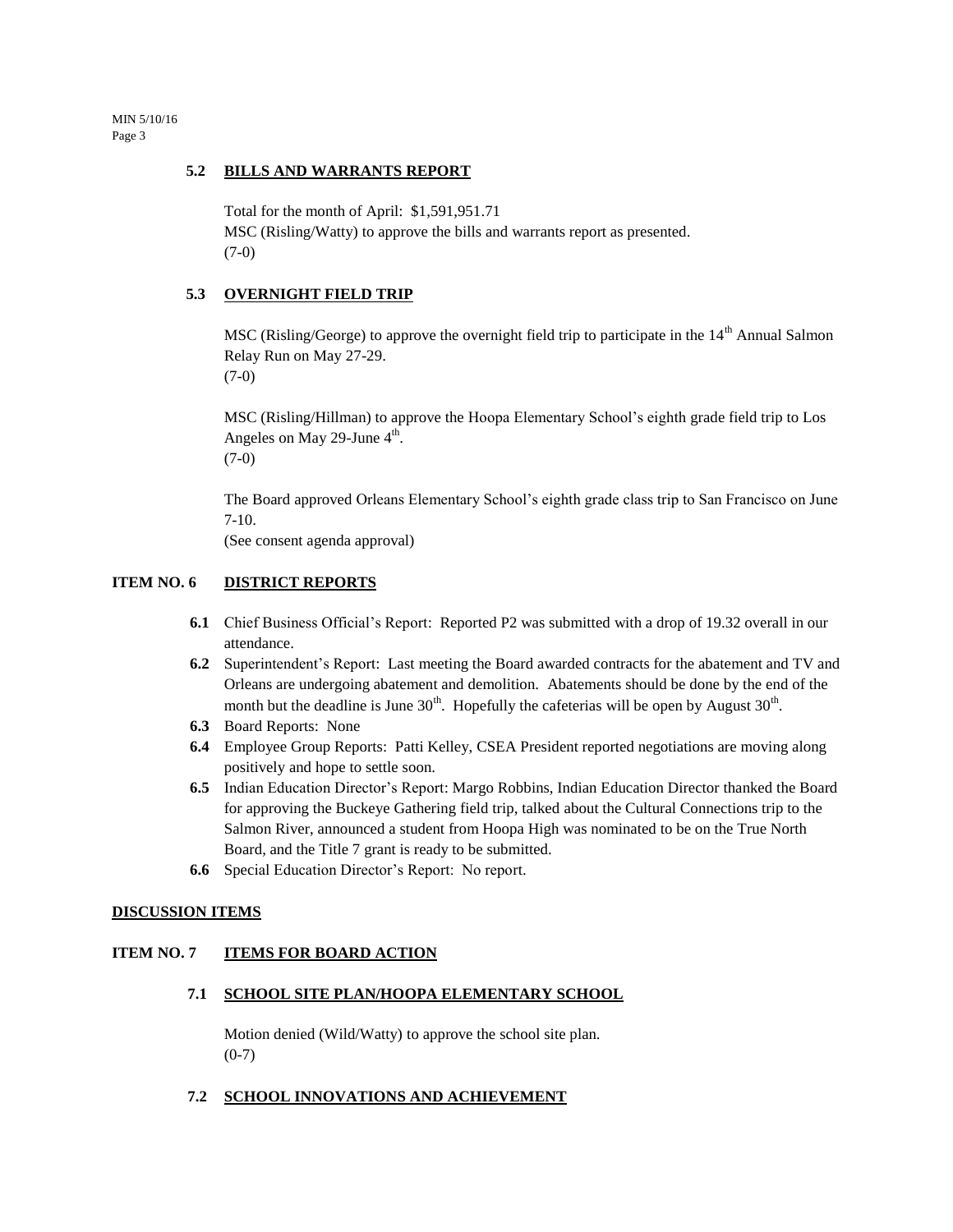### 5.2 BILLS AND WARRANTS REPORT

Total for the month of April: $1,591,951.71
MSC (Risling/Watty) to approve the bills and warrants report as presented.
(7-0)

### 5.3 OVERNIGHT FIELD TRIP

MSC (Risling/George) to approve the overnight field trip to participate in the 14th Annual Salmon Relay Run on May 27-29.
(7-0)

MSC (Risling/Hillman) to approve the Hoopa Elementary School's eighth grade field trip to Los Angeles on May 29-June 4th.
(7-0)

The Board approved Orleans Elementary School's eighth grade class trip to San Francisco on June 7-10.
(See consent agenda approval)

## ITEM NO. 6 DISTRICT REPORTS

- **6.1** Chief Business Official's Report: Reported P2 was submitted with a drop of 19.32 overall in our attendance.
- **6.2** Superintendent's Report: Last meeting the Board awarded contracts for the abatement and TV and Orleans are undergoing abatement and demolition. Abatements should be done by the end of the month but the deadline is June 30th. Hopefully the cafeterias will be open by August 30th.
- **6.3** Board Reports: None
- **6.4** Employee Group Reports: Patti Kelley, CSEA President reported negotiations are moving along positively and hope to settle soon.
- **6.5** Indian Education Director's Report: Margo Robbins, Indian Education Director thanked the Board for approving the Buckeye Gathering field trip, talked about the Cultural Connections trip to the Salmon River, announced a student from Hoopa High was nominated to be on the True North Board, and the Title 7 grant is ready to be submitted.
- **6.6** Special Education Director's Report: No report.

## DISCUSSION ITEMS

## ITEM NO. 7 ITEMS FOR BOARD ACTION

### 7.1 SCHOOL SITE PLAN/HOOPA ELEMENTARY SCHOOL

Motion denied (Wild/Watty) to approve the school site plan.
(0-7)

### 7.2 SCHOOL INNOVATIONS AND ACHIEVEMENT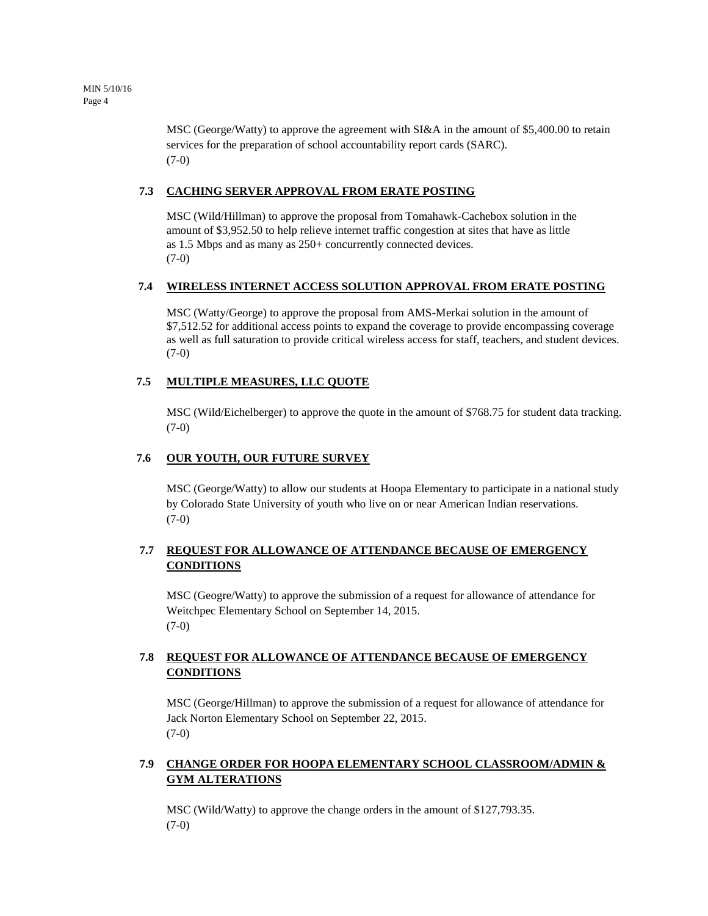MSC (George/Watty) to approve the agreement with SI&A in the amount of $5,400.00 to retain services for the preparation of school accountability report cards (SARC).
(7-0)

**7.3 CACHING SERVER APPROVAL FROM ERATE POSTING**

MSC (Wild/Hillman) to approve the proposal from Tomahawk-Cachebox solution in the amount of $3,952.50 to help relieve internet traffic congestion at sites that have as little as 1.5 Mbps and as many as 250+ concurrently connected devices.
(7-0)

**7.4 WIRELESS INTERNET ACCESS SOLUTION APPROVAL FROM ERATE POSTING**

MSC (Watty/George) to approve the proposal from AMS-Merkai solution in the amount of $7,512.52 for additional access points to expand the coverage to provide encompassing coverage as well as full saturation to provide critical wireless access for staff, teachers, and student devices.
(7-0)

**7.5 MULTIPLE MEASURES, LLC QUOTE**

MSC (Wild/Eichelberger) to approve the quote in the amount of $768.75 for student data tracking.
(7-0)

**7.6 OUR YOUTH, OUR FUTURE SURVEY**

MSC (George/Watty) to allow our students at Hoopa Elementary to participate in a national study by Colorado State University of youth who live on or near American Indian reservations.
(7-0)

**7.7 REQUEST FOR ALLOWANCE OF ATTENDANCE BECAUSE OF EMERGENCY CONDITIONS**

MSC (Geogre/Watty) to approve the submission of a request for allowance of attendance for Weitchpec Elementary School on September 14, 2015.
(7-0)

**7.8 REQUEST FOR ALLOWANCE OF ATTENDANCE BECAUSE OF EMERGENCY CONDITIONS**

MSC (George/Hillman) to approve the submission of a request for allowance of attendance for Jack Norton Elementary School on September 22, 2015.
(7-0)

**7.9 CHANGE ORDER FOR HOOPA ELEMENTARY SCHOOL CLASSROOM/ADMIN & GYM ALTERATIONS**

MSC (Wild/Watty) to approve the change orders in the amount of $127,793.35.
(7-0)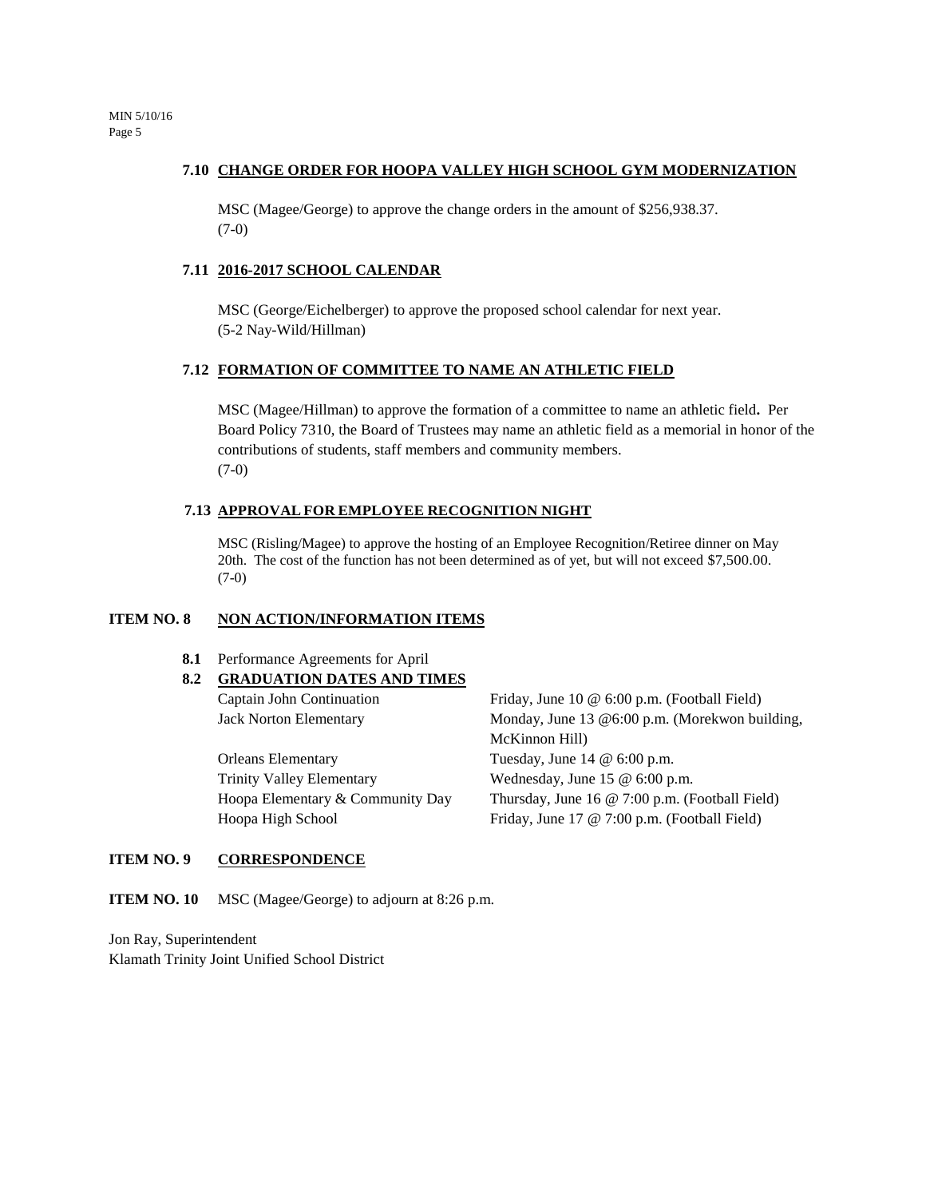### 7.10 CHANGE ORDER FOR HOOPA VALLEY HIGH SCHOOL GYM MODERNIZATION

MSC (Magee/George) to approve the change orders in the amount of $256,938.37.
(7-0)

### 7.11 2016-2017 SCHOOL CALENDAR

MSC (George/Eichelberger) to approve the proposed school calendar for next year.
(5-2 Nay-Wild/Hillman)

### 7.12 FORMATION OF COMMITTEE TO NAME AN ATHLETIC FIELD

MSC (Magee/Hillman) to approve the formation of a committee to name an athletic field**.** Per Board Policy 7310, the Board of Trustees may name an athletic field as a memorial in honor of the contributions of students, staff members and community members.
(7-0)

### 7.13 APPROVAL FOR EMPLOYEE RECOGNITION NIGHT

MSC (Risling/Magee) to approve the hosting of an Employee Recognition/Retiree dinner on May 20th. The cost of the function has not been determined as of yet, but will not exceed $7,500.00.
(7-0)

## ITEM NO. 8 NON ACTION/INFORMATION ITEMS

**8.1** Performance Agreements for April

**8.2 GRADUATION DATES AND TIMES**

| | |
|---|---|
| Captain John Continuation | Friday, June 10 @ 6:00 p.m. (Football Field) |
| Jack Norton Elementary | Monday, June 13 @6:00 p.m. (Morekwon building, McKinnon Hill) |
| Orleans Elementary | Tuesday, June 14 @ 6:00 p.m. |
| Trinity Valley Elementary | Wednesday, June 15 @ 6:00 p.m. |
| Hoopa Elementary & Community Day | Thursday, June 16 @ 7:00 p.m. (Football Field) |
| Hoopa High School | Friday, June 17 @ 7:00 p.m. (Football Field) |

## ITEM NO. 9 CORRESPONDENCE

**ITEM NO. 10** MSC (Magee/George) to adjourn at 8:26 p.m.

Jon Ray, Superintendent
Klamath Trinity Joint Unified School District